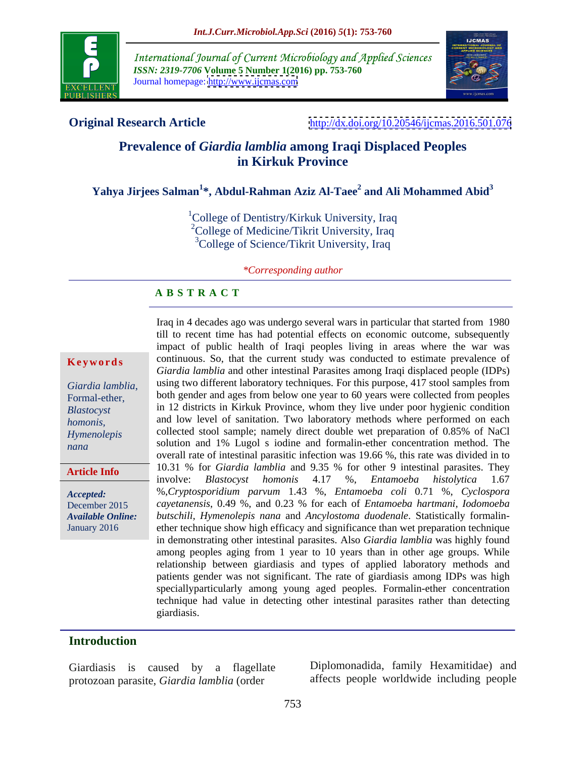**Original Research Article** http://dx.doi.org/10.20546/ijcmas.2016.501.076

# Prevalence of *Giardia lamblia* among Iraqi Displaced Peoples in Kirkuk Province

**Yahya Jirjees Salman[1]\*, Abdul-Rahman Aziz Al-Taee[2] and Ali Mohammed Abid[3]**

[1]College of Dentistry/Kirkuk University, Iraq
[2]College of Medicine/Tikrit University, Iraq
[3]College of Science/Tikrit University, Iraq

*\*Corresponding author*

## ABSTRACT

**Keywords**

*Giardia lamblia*, Formal-ether, *Blastocyst homonis*, *Hymenolepis nana*

**Article Info**

***Accepted:*** December 2015
***Available Online:*** January 2016

Iraq in 4 decades ago was undergo several wars in particular that started from 1980 till to recent time has had potential effects on economic outcome, subsequently impact of public health of Iraqi peoples living in areas where the war was continuous. So, that the current study was conducted to estimate prevalence of *Giardia lamblia* and other intestinal Parasites among Iraqi displaced people (IDPs) using two different laboratory techniques. For this purpose, 417 stool samples from both gender and ages from below one year to 60 years were collected from peoples in 12 districts in Kirkuk Province, whom they live under poor hygienic condition and low level of sanitation. Two laboratory methods where performed on each collected stool sample; namely direct double wet preparation of 0.85% of NaCl solution and 1% Lugol s iodine and formalin-ether concentration method. The overall rate of intestinal parasitic infection was 19.66 %, this rate was divided in to 10.31 % for *Giardia lamblia* and 9.35 % for other 9 intestinal parasites. They involve: *Blastocyst homonis* 4.17 %, *Entamoeba histolytica* 1.67 %,*Cryptosporidium parvum* 1.43 %, *Entamoeba coli* 0.71 %, *Cyclospora cayetanensis*, 0.49 %, and 0.23 % for each of *Entamoeba hartmani, Iodomoeba butschili, Hymenolepis nana* and *Ancylostoma duodenale*. Statistically formalin-ether technique show high efficacy and significance than wet preparation technique in demonstrating other intestinal parasites. Also *Giardia lamblia* was highly found among peoples aging from 1 year to 10 years than in other age groups. While relationship between giardiasis and types of applied laboratory methods and patients gender was not significant. The rate of giardiasis among IDPs was high speciallyparticularly among young aged peoples. Formalin-ether concentration technique had value in detecting other intestinal parasites rather than detecting giardiasis.

## Introduction

Giardiasis is caused by a flagellate protozoan parasite, *Giardia lamblia* (order Diplomonadida, family Hexamitidae) and affects people worldwide including people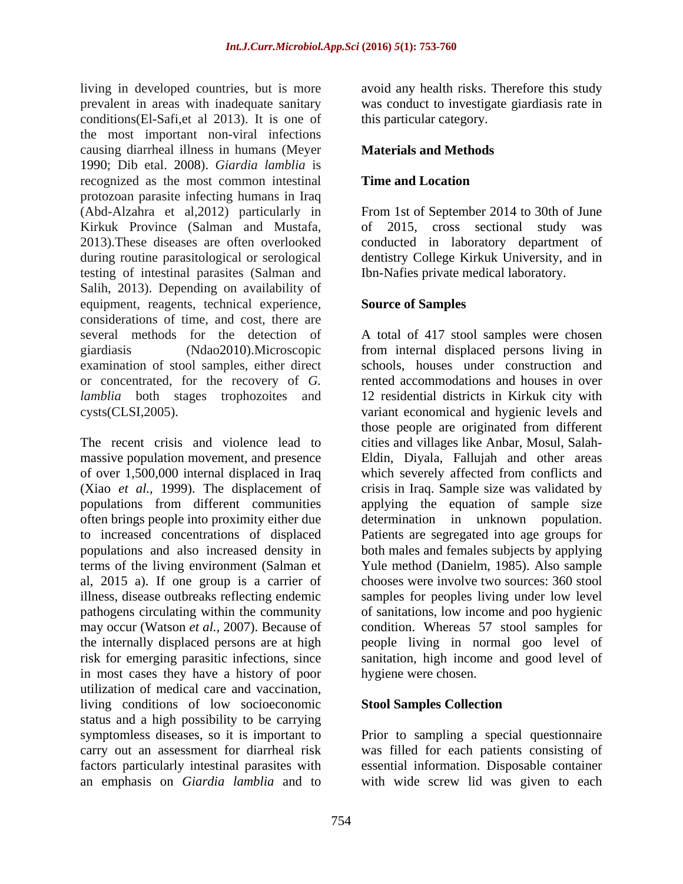living in developed countries, but is more prevalent in areas with inadequate sanitary conditions(El-Safi,et al 2013). It is one of the most important non-viral infections causing diarrheal illness in humans (Meyer 1990; Dib etal. 2008). *Giardia lamblia* is recognized as the most common intestinal protozoan parasite infecting humans in Iraq (Abd-Alzahra et al,2012) particularly in Kirkuk Province (Salman and Mustafa, 2013).These diseases are often overlooked during routine parasitological or serological testing of intestinal parasites (Salman and Salih, 2013). Depending on availability of equipment, reagents, technical experience, considerations of time, and cost, there are several methods for the detection of giardiasis (Ndao2010).Microscopic examination of stool samples, either direct or concentrated, for the recovery of *G. lamblia* both stages trophozoites and cysts(CLSI,2005).

The recent crisis and violence lead to massive population movement, and presence of over 1,500,000 internal displaced in Iraq (Xiao *et al.,* 1999). The displacement of populations from different communities often brings people into proximity either due to increased concentrations of displaced populations and also increased density in terms of the living environment (Salman et al, 2015 a). If one group is a carrier of illness, disease outbreaks reflecting endemic pathogens circulating within the community may occur (Watson *et al.,* 2007). Because of the internally displaced persons are at high risk for emerging parasitic infections, since in most cases they have a history of poor utilization of medical care and vaccination, living conditions of low socioeconomic status and a high possibility to be carrying symptomless diseases, so it is important to carry out an assessment for diarrheal risk factors particularly intestinal parasites with an emphasis on *Giardia lamblia* and to avoid any health risks. Therefore this study was conduct to investigate giardiasis rate in this particular category.

## Materials and Methods

### Time and Location

From 1st of September 2014 to 30th of June of 2015, cross sectional study was conducted in laboratory department of dentistry College Kirkuk University, and in Ibn-Nafies private medical laboratory.

### Source of Samples

A total of 417 stool samples were chosen from internal displaced persons living in schools, houses under construction and rented accommodations and houses in over 12 residential districts in Kirkuk city with variant economical and hygienic levels and those people are originated from different cities and villages like Anbar, Mosul, Salah-Eldin, Diyala, Fallujah and other areas which severely affected from conflicts and crisis in Iraq. Sample size was validated by applying the equation of sample size determination in unknown population. Patients are segregated into age groups for both males and females subjects by applying Yule method (Danielm, 1985). Also sample chooses were involve two sources: 360 stool samples for peoples living under low level of sanitations, low income and poo hygienic condition. Whereas 57 stool samples for people living in normal goo level of sanitation, high income and good level of hygiene were chosen.

### Stool Samples Collection

Prior to sampling a special questionnaire was filled for each patients consisting of essential information. Disposable container with wide screw lid was given to each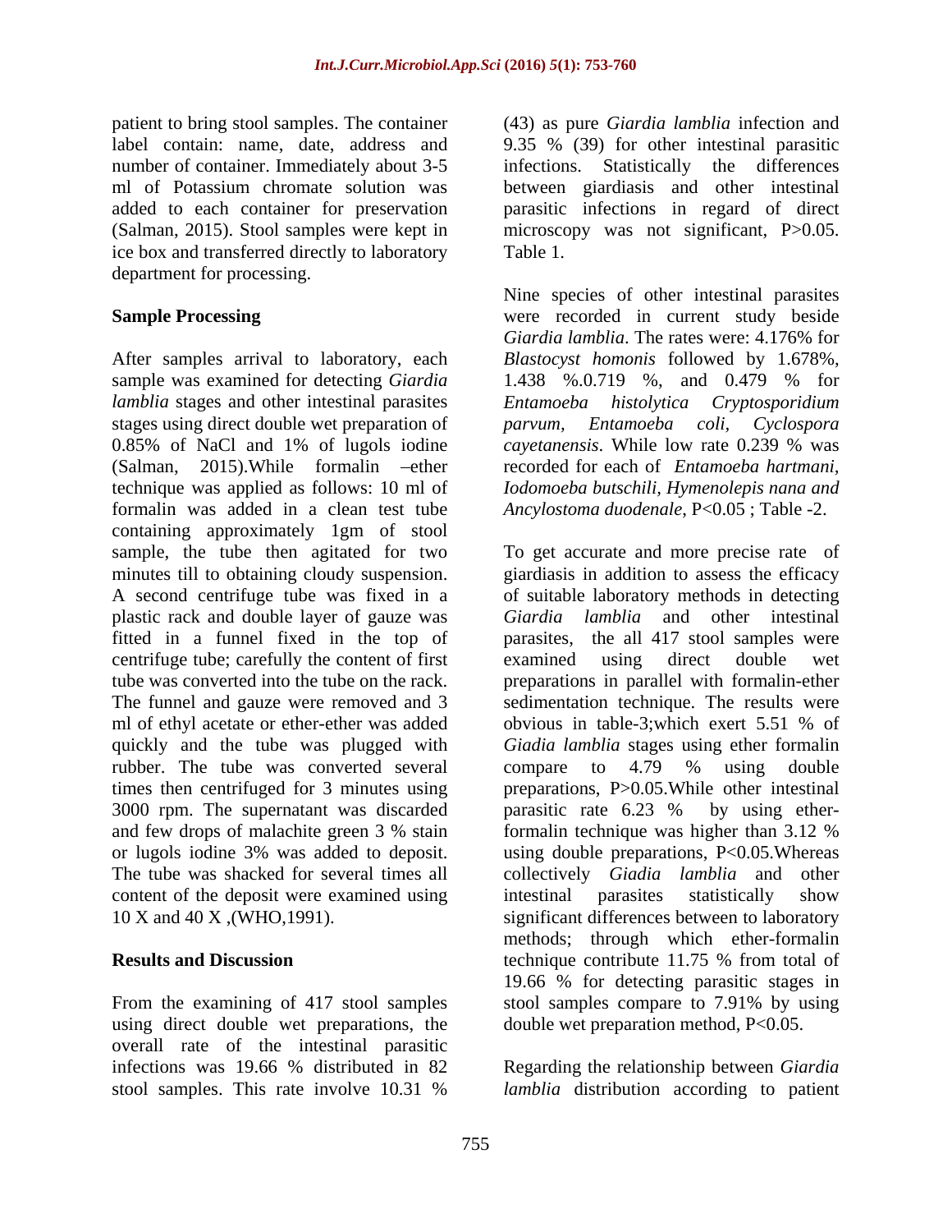patient to bring stool samples. The container label contain: name, date, address and number of container. Immediately about 3-5 ml of Potassium chromate solution was added to each container for preservation (Salman, 2015). Stool samples were kept in ice box and transferred directly to laboratory department for processing.

## Sample Processing

After samples arrival to laboratory, each sample was examined for detecting *Giardia lamblia* stages and other intestinal parasites stages using direct double wet preparation of 0.85% of NaCl and 1% of lugols iodine (Salman, 2015).While formalin –ether technique was applied as follows: 10 ml of formalin was added in a clean test tube containing approximately 1gm of stool sample, the tube then agitated for two minutes till to obtaining cloudy suspension. A second centrifuge tube was fixed in a plastic rack and double layer of gauze was fitted in a funnel fixed in the top of centrifuge tube; carefully the content of first tube was converted into the tube on the rack. The funnel and gauze were removed and 3 ml of ethyl acetate or ether-ether was added quickly and the tube was plugged with rubber. The tube was converted several times then centrifuged for 3 minutes using 3000 rpm. The supernatant was discarded and few drops of malachite green 3 % stain or lugols iodine 3% was added to deposit. The tube was shacked for several times all content of the deposit were examined using 10 X and 40 X ,(WHO,1991).

## Results and Discussion

From the examining of 417 stool samples using direct double wet preparations, the overall rate of the intestinal parasitic infections was 19.66 % distributed in 82 stool samples. This rate involve 10.31 % (43) as pure *Giardia lamblia* infection and 9.35 % (39) for other intestinal parasitic infections. Statistically the differences between giardiasis and other intestinal parasitic infections in regard of direct microscopy was not significant, P>0.05. Table 1.

Nine species of other intestinal parasites were recorded in current study beside *Giardia lamblia*. The rates were: 4.176% for *Blastocyst homonis* followed by 1.678%, 1.438 %.0.719 %, and 0.479 % for *Entamoeba histolytica Cryptosporidium parvum, Entamoeba coli, Cyclospora cayetanensis*. While low rate 0.239 % was recorded for each of *Entamoeba hartmani, Iodomoeba butschili, Hymenolepis nana and Ancylostoma duodenale*, P<0.05 ; Table -2.

To get accurate and more precise rate of giardiasis in addition to assess the efficacy of suitable laboratory methods in detecting *Giardia lamblia* and other intestinal parasites, the all 417 stool samples were examined using direct double wet preparations in parallel with formalin-ether sedimentation technique. The results were obvious in table-3;which exert 5.51 % of *Giadia lamblia* stages using ether formalin compare to 4.79 % using double preparations, P>0.05.While other intestinal parasitic rate 6.23 % by using ether-formalin technique was higher than 3.12 % using double preparations, P<0.05.Whereas collectively *Giadia lamblia* and other intestinal parasites statistically show significant differences between to laboratory methods; through which ether-formalin technique contribute 11.75 % from total of 19.66 % for detecting parasitic stages in stool samples compare to 7.91% by using double wet preparation method, P<0.05.

Regarding the relationship between *Giardia lamblia* distribution according to patient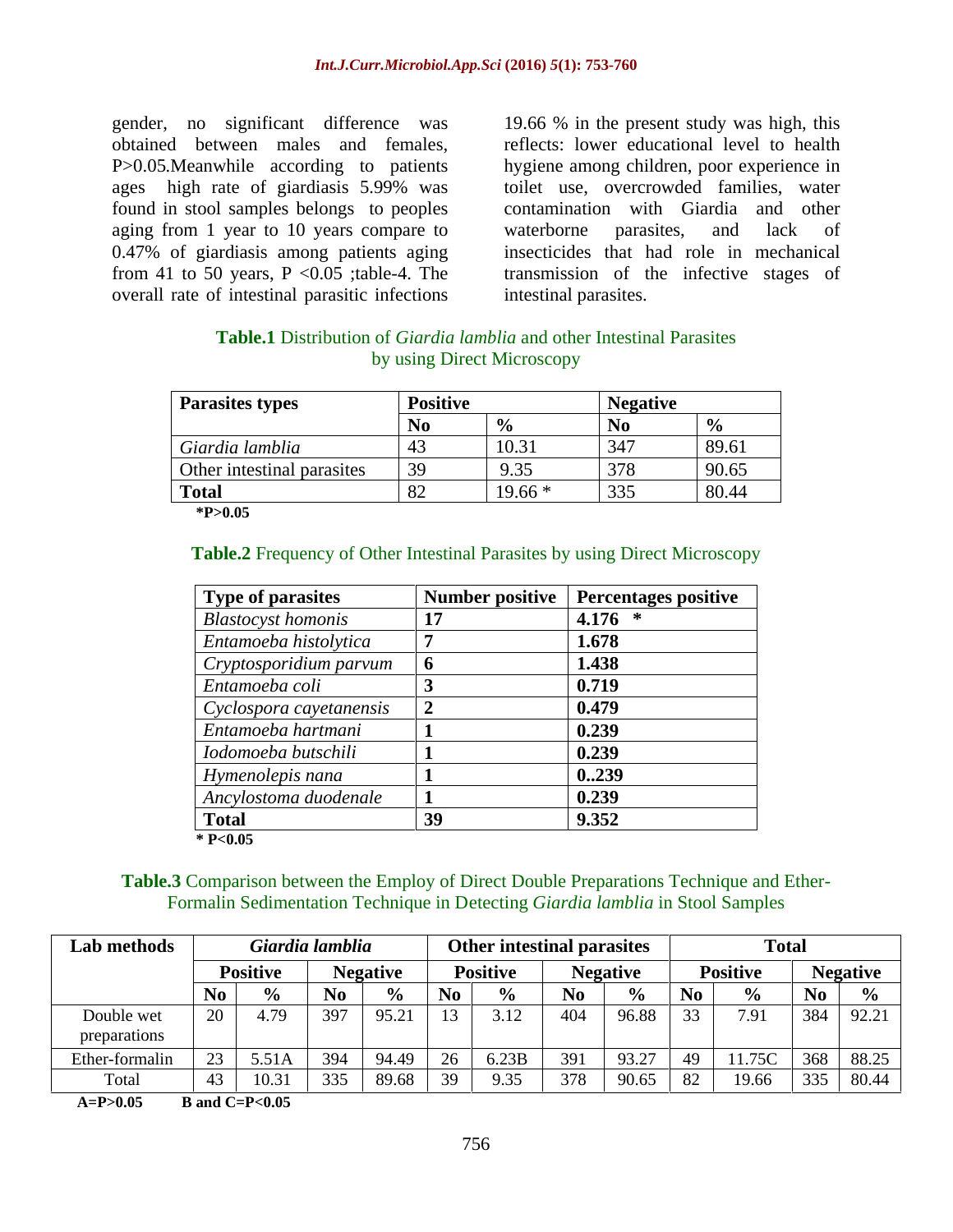gender, no significant difference was obtained between males and females, P>0.05.Meanwhile according to patients ages high rate of giardiasis 5.99% was found in stool samples belongs to peoples aging from 1 year to 10 years compare to 0.47% of giardiasis among patients aging from 41 to 50 years, P <0.05 ;table-4. The overall rate of intestinal parasitic infections 19.66 % in the present study was high, this reflects: lower educational level to health hygiene among children, poor experience in toilet use, overcrowded families, water contamination with Giardia and other waterborne parasites, and lack of insecticides that had role in mechanical transmission of the infective stages of intestinal parasites.

**Table.1** Distribution of *Giardia lamblia* and other Intestinal Parasites by using Direct Microscopy

| Parasites types | Positive | | Negative | |
|---|---|---|---|---|
| | **No** | **%** | **No** | **%** |
| *Giardia lamblia* | 43 | 10.31 | 347 | 89.61 |
| Other intestinal parasites | 39 | 9.35 | 378 | 90.65 |
| **Total** | 82 | 19.66 * | 335 | 80.44 |

**\*P>0.05**

**Table.2** Frequency of Other Intestinal Parasites by using Direct Microscopy

| Type of parasites | Number positive | Percentages positive |
|---|---|---|
| *Blastocyst homonis* | **17** | **4.176 \*** |
| *Entamoeba histolytica* | **7** | **1.678** |
| *Cryptosporidium parvum* | **6** | **1.438** |
| *Entamoeba coli* | **3** | **0.719** |
| *Cyclospora cayetanensis* | **2** | **0.479** |
| *Entamoeba hartmani* | **1** | **0.239** |
| *Iodomoeba butschili* | **1** | **0.239** |
| *Hymenolepis nana* | **1** | **0..239** |
| *Ancylostoma duodenale* | **1** | **0.239** |
| **Total** | **39** | **9.352** |

**\* P<0.05**

**Table.3** Comparison between the Employ of Direct Double Preparations Technique and Ether-Formalin Sedimentation Technique in Detecting *Giardia lamblia* in Stool Samples

| Lab methods | *Giardia lamblia* | | | | Other intestinal parasites | | | | Total | | | |
|---|---|---|---|---|---|---|---|---|---|---|---|---|
| | Positive | | Negative | | Positive | | Negative | | Positive | | Negative | |
| | No | % | No | % | No | % | No | % | No | % | No | % |
| Double wet preparations | 20 | 4.79 | 397 | 95.21 | 13 | 3.12 | 404 | 96.88 | 33 | 7.91 | 384 | 92.21 |
| Ether-formalin | 23 | 5.51A | 394 | 94.49 | 26 | 6.23B | 391 | 93.27 | 49 | 11.75C | 368 | 88.25 |
| Total | 43 | 10.31 | 335 | 89.68 | 39 | 9.35 | 378 | 90.65 | 82 | 19.66 | 335 | 80.44 |

**A=P>0.05 B and C=P<0.05**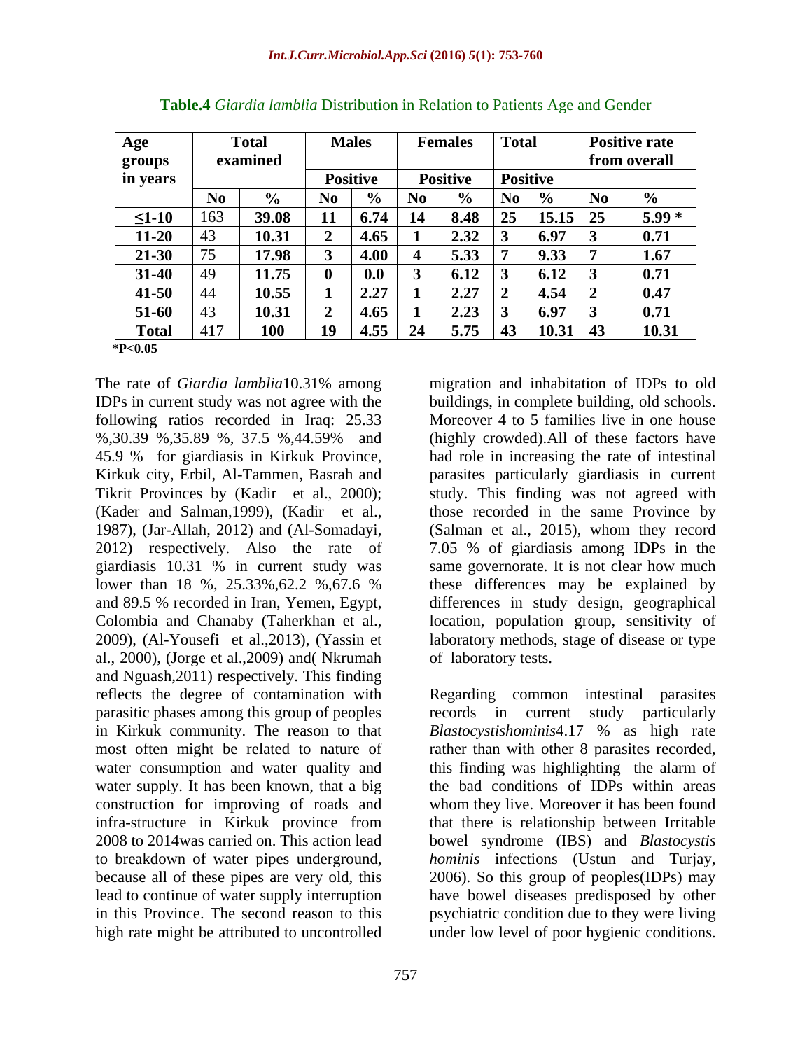**Table.4** *Giardia lamblia* Distribution in Relation to Patients Age and Gender

| Age groups in years | Total examined | | Males | | Females | | Total | | Positive rate from overall | |
|---|---|---|---|---|---|---|---|---|---|---|
| | | | Positive | | Positive | | Positive | | | |
| | No | % | No | % | No | % | No | % | No | % |
| ≤1-10 | 163 | 39.08 | 11 | 6.74 | 14 | 8.48 | 25 | 15.15 | 25 | 5.99 * |
| 11-20 | 43 | 10.31 | 2 | 4.65 | 1 | 2.32 | 3 | 6.97 | 3 | 0.71 |
| 21-30 | 75 | 17.98 | 3 | 4.00 | 4 | 5.33 | 7 | 9.33 | 7 | 1.67 |
| 31-40 | 49 | 11.75 | 0 | 0.0 | 3 | 6.12 | 3 | 6.12 | 3 | 0.71 |
| 41-50 | 44 | 10.55 | 1 | 2.27 | 1 | 2.27 | 2 | 4.54 | 2 | 0.47 |
| 51-60 | 43 | 10.31 | 2 | 4.65 | 1 | 2.23 | 3 | 6.97 | 3 | 0.71 |
| Total | 417 | 100 | 19 | 4.55 | 24 | 5.75 | 43 | 10.31 | 43 | 10.31 |

*P<0.05

The rate of *Giardia lamblia*10.31% among IDPs in current study was not agree with the following ratios recorded in Iraq: 25.33 %,30.39 %,35.89 %, 37.5 %,44.59% and 45.9 % for giardiasis in Kirkuk Province, Kirkuk city, Erbil, Al-Tammen, Basrah and Tikrit Provinces by (Kadir et al., 2000); (Kader and Salman,1999), (Kadir et al., 1987), (Jar-Allah, 2012) and (Al-Somadayi, 2012) respectively. Also the rate of giardiasis 10.31 % in current study was lower than 18 %, 25.33%,62.2 %,67.6 % and 89.5 % recorded in Iran, Yemen, Egypt, Colombia and Chanaby (Taherkhan et al., 2009), (Al-Yousefi et al.,2013), (Yassin et al., 2000), (Jorge et al.,2009) and( Nkrumah and Nguash,2011) respectively. This finding reflects the degree of contamination with parasitic phases among this group of peoples in Kirkuk community. The reason to that most often might be related to nature of water consumption and water quality and water supply. It has been known, that a big construction for improving of roads and infra-structure in Kirkuk province from 2008 to 2014was carried on. This action lead to breakdown of water pipes underground, because all of these pipes are very old, this lead to continue of water supply interruption in this Province. The second reason to this high rate might be attributed to uncontrolled migration and inhabitation of IDPs to old buildings, in complete building, old schools. Moreover 4 to 5 families live in one house (highly crowded).All of these factors have had role in increasing the rate of intestinal parasites particularly giardiasis in current study. This finding was not agreed with those recorded in the same Province by (Salman et al., 2015), whom they record 7.05 % of giardiasis among IDPs in the same governorate. It is not clear how much these differences may be explained by differences in study design, geographical location, population group, sensitivity of laboratory methods, stage of disease or type of laboratory tests.

Regarding common intestinal parasites records in current study particularly *Blastocystishominis*4.17 % as high rate rather than with other 8 parasites recorded, this finding was highlighting the alarm of the bad conditions of IDPs within areas whom they live. Moreover it has been found that there is relationship between Irritable bowel syndrome (IBS) and *Blastocystis hominis* infections (Ustun and Turjay, 2006). So this group of peoples(IDPs) may have bowel diseases predisposed by other psychiatric condition due to they were living under low level of poor hygienic conditions.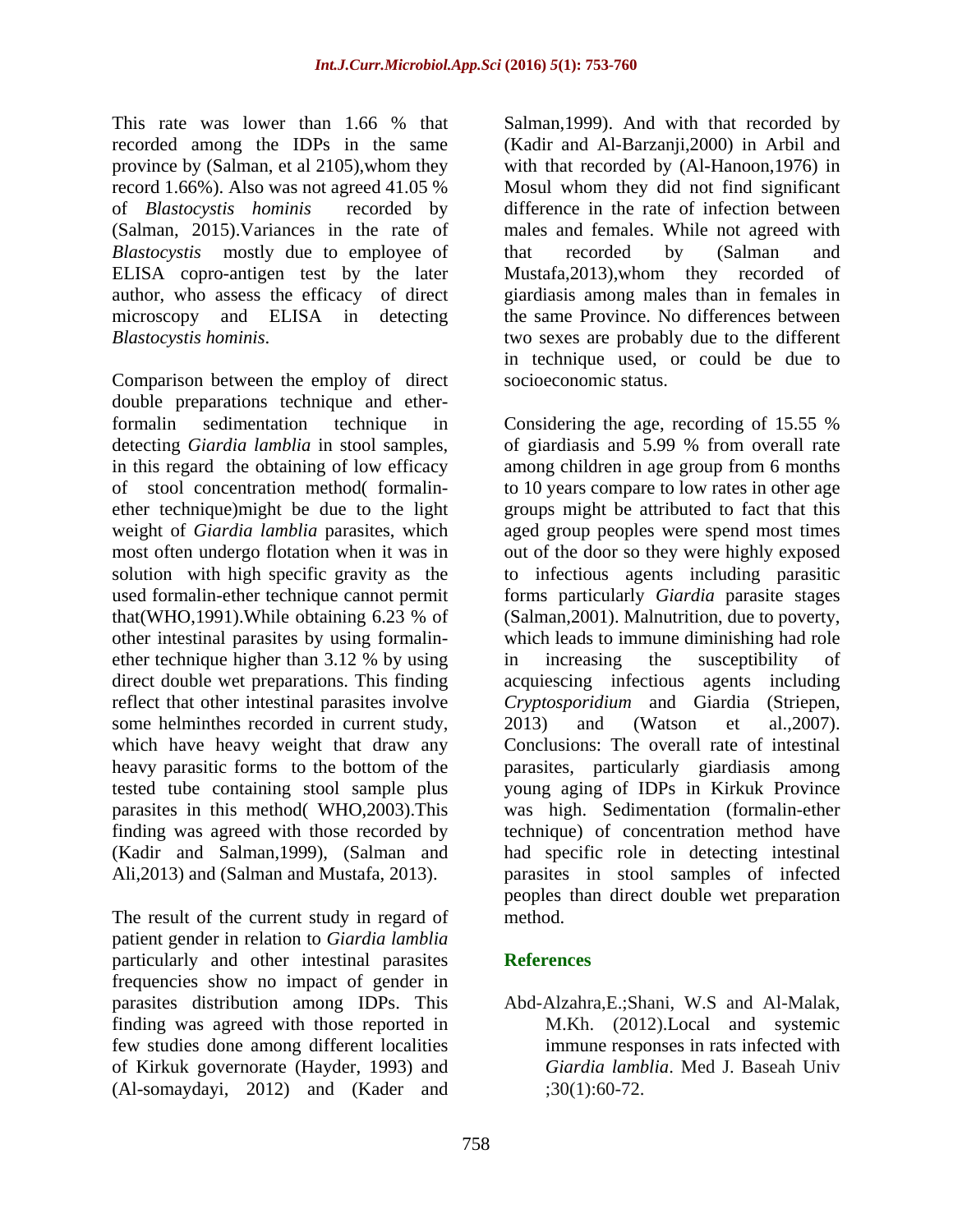This rate was lower than 1.66 % that recorded among the IDPs in the same province by (Salman, et al 2105),whom they record 1.66%). Also was not agreed 41.05 % of *Blastocystis hominis* recorded by (Salman, 2015).Variances in the rate of *Blastocystis* mostly due to employee of ELISA copro-antigen test by the later author, who assess the efficacy of direct microscopy and ELISA in detecting *Blastocystis hominis*.

Comparison between the employ of direct double preparations technique and ether-formalin sedimentation technique in detecting *Giardia lamblia* in stool samples, in this regard the obtaining of low efficacy of stool concentration method( formalin-ether technique)might be due to the light weight of *Giardia lamblia* parasites, which most often undergo flotation when it was in solution with high specific gravity as the used formalin-ether technique cannot permit that(WHO,1991).While obtaining 6.23 % of other intestinal parasites by using formalin-ether technique higher than 3.12 % by using direct double wet preparations. This finding reflect that other intestinal parasites involve some helminthes recorded in current study, which have heavy weight that draw any heavy parasitic forms to the bottom of the tested tube containing stool sample plus parasites in this method( WHO,2003).This finding was agreed with those recorded by (Kadir and Salman,1999), (Salman and Ali,2013) and (Salman and Mustafa, 2013).

The result of the current study in regard of patient gender in relation to *Giardia lamblia* particularly and other intestinal parasites frequencies show no impact of gender in parasites distribution among IDPs. This finding was agreed with those reported in few studies done among different localities of Kirkuk governorate (Hayder, 1993) and (Al-somaydayi, 2012) and (Kader and Salman,1999). And with that recorded by (Kadir and Al-Barzanji,2000) in Arbil and with that recorded by (Al-Hanoon,1976) in Mosul whom they did not find significant difference in the rate of infection between males and females. While not agreed with that recorded by (Salman and Mustafa,2013),whom they recorded of giardiasis among males than in females in the same Province. No differences between two sexes are probably due to the different in technique used, or could be due to socioeconomic status.

Considering the age, recording of 15.55 % of giardiasis and 5.99 % from overall rate among children in age group from 6 months to 10 years compare to low rates in other age groups might be attributed to fact that this aged group peoples were spend most times out of the door so they were highly exposed to infectious agents including parasitic forms particularly *Giardia* parasite stages (Salman,2001). Malnutrition, due to poverty, which leads to immune diminishing had role in increasing the susceptibility of acquiescing infectious agents including *Cryptosporidium* and Giardia (Striepen, 2013) and (Watson et al.,2007). Conclusions: The overall rate of intestinal parasites, particularly giardiasis among young aging of IDPs in Kirkuk Province was high. Sedimentation (formalin-ether technique) of concentration method have had specific role in detecting intestinal parasites in stool samples of infected peoples than direct double wet preparation method.

## References

Abd-Alzahra,E.;Shani, W.S and Al-Malak, M.Kh. (2012).Local and systemic immune responses in rats infected with *Giardia lamblia*. Med J. Baseah Univ ;30(1):60-72.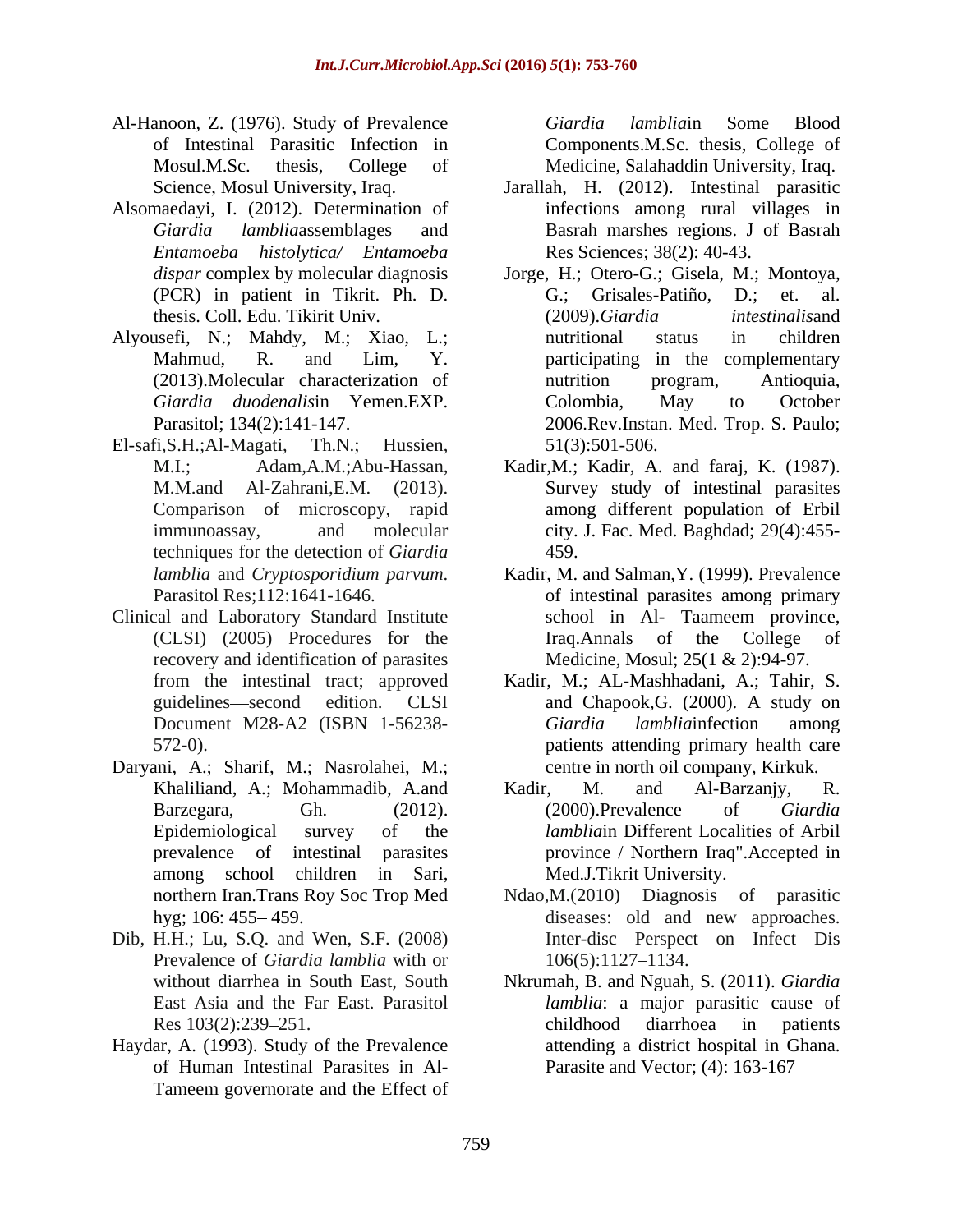Al-Hanoon, Z. (1976). Study of Prevalence of Intestinal Parasitic Infection in Mosul.M.Sc. thesis, College of Science, Mosul University, Iraq.

Alsomaedayi, I. (2012). Determination of *Giardia lamblia*assemblages and *Entamoeba histolytica/ Entamoeba dispar* complex by molecular diagnosis (PCR) in patient in Tikrit. Ph. D. thesis. Coll. Edu. Tikirit Univ.

Alyousefi, N.; Mahdy, M.; Xiao, L.; Mahmud, R. and Lim, Y. (2013).Molecular characterization of *Giardia duodenalis*in Yemen.EXP. Parasitol; 134(2):141-147.

El-safi,S.H.;Al-Magati, Th.N.; Hussien, M.I.; Adam,A.M.;Abu-Hassan, M.M.and Al-Zahrani,E.M. (2013). Comparison of microscopy, rapid immunoassay, and molecular techniques for the detection of *Giardia lamblia* and *Cryptosporidium parvum*. Parasitol Res;112:1641-1646.

Clinical and Laboratory Standard Institute (CLSI) (2005) Procedures for the recovery and identification of parasites from the intestinal tract; approved guidelines—second edition. CLSI Document M28-A2 (ISBN 1-56238-572-0).

Daryani, A.; Sharif, M.; Nasrolahei, M.; Khaliliand, A.; Mohammadib, A.and Barzegara, Gh. (2012). Epidemiological survey of the prevalence of intestinal parasites among school children in Sari, northern Iran.Trans Roy Soc Trop Med hyg; 106: 455– 459.

Dib, H.H.; Lu, S.Q. and Wen, S.F. (2008) Prevalence of *Giardia lamblia* with or without diarrhea in South East, South East Asia and the Far East. Parasitol Res 103(2):239–251.

Haydar, A. (1993). Study of the Prevalence of Human Intestinal Parasites in Al-Tameem governorate and the Effect of *Giardia lamblia*in Some Blood Components.M.Sc. thesis, College of Medicine, Salahaddin University, Iraq.

Jarallah, H. (2012). Intestinal parasitic infections among rural villages in Basrah marshes regions. J of Basrah Res Sciences; 38(2): 40-43.

Jorge, H.; Otero-G.; Gisela, M.; Montoya, G.; Grisales-Patiño, D.; et. al. (2009).*Giardia intestinalis*and nutritional status in children participating in the complementary nutrition program, Antioquia, Colombia, May to October 2006.Rev.Instan. Med. Trop. S. Paulo; 51(3):501-506.

Kadir,M.; Kadir, A. and faraj, K. (1987). Survey study of intestinal parasites among different population of Erbil city. J. Fac. Med. Baghdad; 29(4):455-459.

Kadir, M. and Salman,Y. (1999). Prevalence of intestinal parasites among primary school in Al- Taameem province, Iraq.Annals of the College of Medicine, Mosul; 25(1 & 2):94-97.

Kadir, M.; AL-Mashhadani, A.; Tahir, S. and Chapook,G. (2000). A study on *Giardia lamblia*infection among patients attending primary health care centre in north oil company, Kirkuk.

Kadir, M. and Al-Barzanjy, R. (2000).Prevalence of *Giardia lamblia*in Different Localities of Arbil province / Northern Iraq".Accepted in Med.J.Tikrit University.

Ndao,M.(2010) Diagnosis of parasitic diseases: old and new approaches. Inter-disc Perspect on Infect Dis 106(5):1127–1134.

Nkrumah, B. and Nguah, S. (2011). *Giardia lamblia*: a major parasitic cause of childhood diarrhoea in patients attending a district hospital in Ghana. Parasite and Vector; (4): 163-167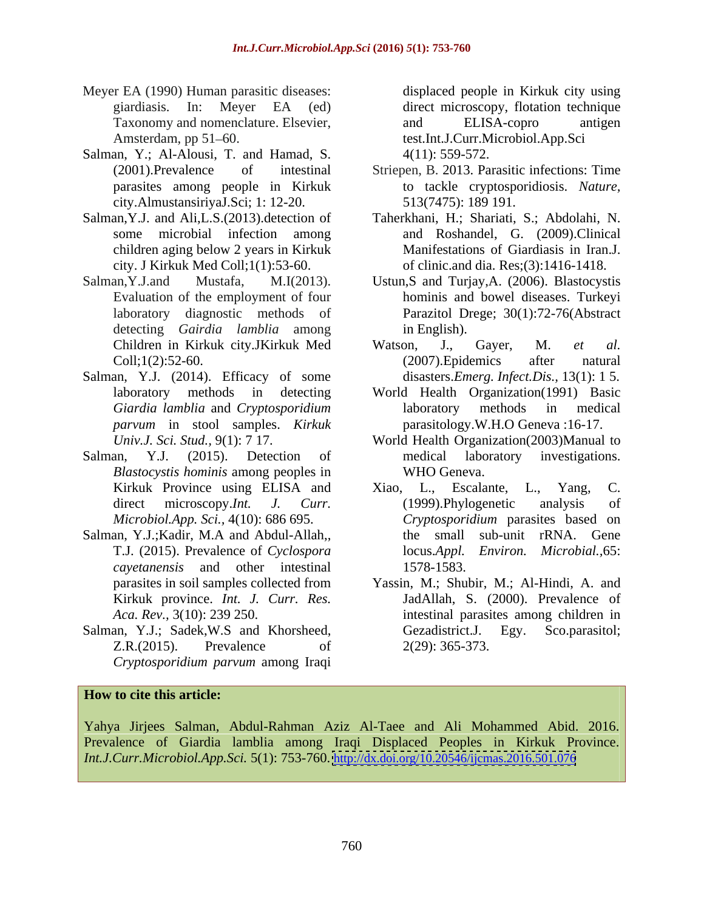Meyer EA (1990) Human parasitic diseases: giardiasis. In: Meyer EA (ed) Taxonomy and nomenclature. Elsevier, Amsterdam, pp 51–60.

Salman, Y.; Al-Alousi, T. and Hamad, S. (2001).Prevalence of intestinal parasites among people in Kirkuk city.AlmustansiriyaJ.Sci; 1: 12-20.

Salman,Y.J. and Ali,L.S.(2013).detection of some microbial infection among children aging below 2 years in Kirkuk city. J Kirkuk Med Coll;1(1):53-60.

Salman,Y.J.and Mustafa, M.I(2013). Evaluation of the employment of four laboratory diagnostic methods of detecting *Gairdia lamblia* among Children in Kirkuk city.JKirkuk Med Coll;1(2):52-60.

Salman, Y.J. (2014). Efficacy of some laboratory methods in detecting *Giardia lamblia* and *Cryptosporidium parvum* in stool samples. *Kirkuk Univ.J. Sci. Stud.,* 9(1): 7 17.

Salman, Y.J. (2015). Detection of *Blastocystis hominis* among peoples in Kirkuk Province using ELISA and direct microscopy.*Int. J. Curr. Microbiol.App. Sci.,* 4(10): 686 695.

Salman, Y.J.;Kadir, M.A and Abdul-Allah,, T.J. (2015). Prevalence of *Cyclospora cayetanensis* and other intestinal parasites in soil samples collected from Kirkuk province. *Int. J. Curr. Res. Aca. Rev.,* 3(10): 239 250.

Salman, Y.J.; Sadek,W.S and Khorsheed, Z.R.(2015). Prevalence of *Cryptosporidium parvum* among Iraqi displaced people in Kirkuk city using direct microscopy, flotation technique and ELISA-copro antigen test.Int.J.Curr.Microbiol.App.Sci 4(11): 559-572.

Striepen, B. 2013. Parasitic infections: Time to tackle cryptosporidiosis. *Nature,* 513(7475): 189 191.

Taherkhani, H.; Shariati, S.; Abdolahi, N. and Roshandel, G. (2009).Clinical Manifestations of Giardiasis in Iran.J. of clinic.and dia. Res;(3):1416-1418.

Ustun,S and Turjay,A. (2006). Blastocystis hominis and bowel diseases. Turkeyi Parazitol Drege; 30(1):72-76(Abstract in English).

Watson, J., Gayer, M. *et al.* (2007).Epidemics after natural disasters.*Emerg. Infect.Dis.,* 13(1): 1 5.

World Health Organization(1991) Basic laboratory methods in medical parasitology.W.H.O Geneva :16-17.

World Health Organization(2003)Manual to medical laboratory investigations. WHO Geneva.

Xiao, L., Escalante, L., Yang, C. (1999).Phylogenetic analysis of *Cryptosporidium* parasites based on the small sub-unit rRNA. Gene locus.*Appl. Environ. Microbial.,*65: 1578-1583.

Yassin, M.; Shubir, M.; Al-Hindi, A. and JadAllah, S. (2000). Prevalence of intestinal parasites among children in Gezadistrict.J. Egy. Sco.parasitol; 2(29): 365-373.

**How to cite this article:**

Yahya Jirjees Salman, Abdul-Rahman Aziz Al-Taee and Ali Mohammed Abid. 2016. Prevalence of Giardia lamblia among Iraqi Displaced Peoples in Kirkuk Province. *Int.J.Curr.Microbiol.App.Sci.* 5(1): 753-760. http://dx.doi.org/10.20546/ijcmas.2016.501.076